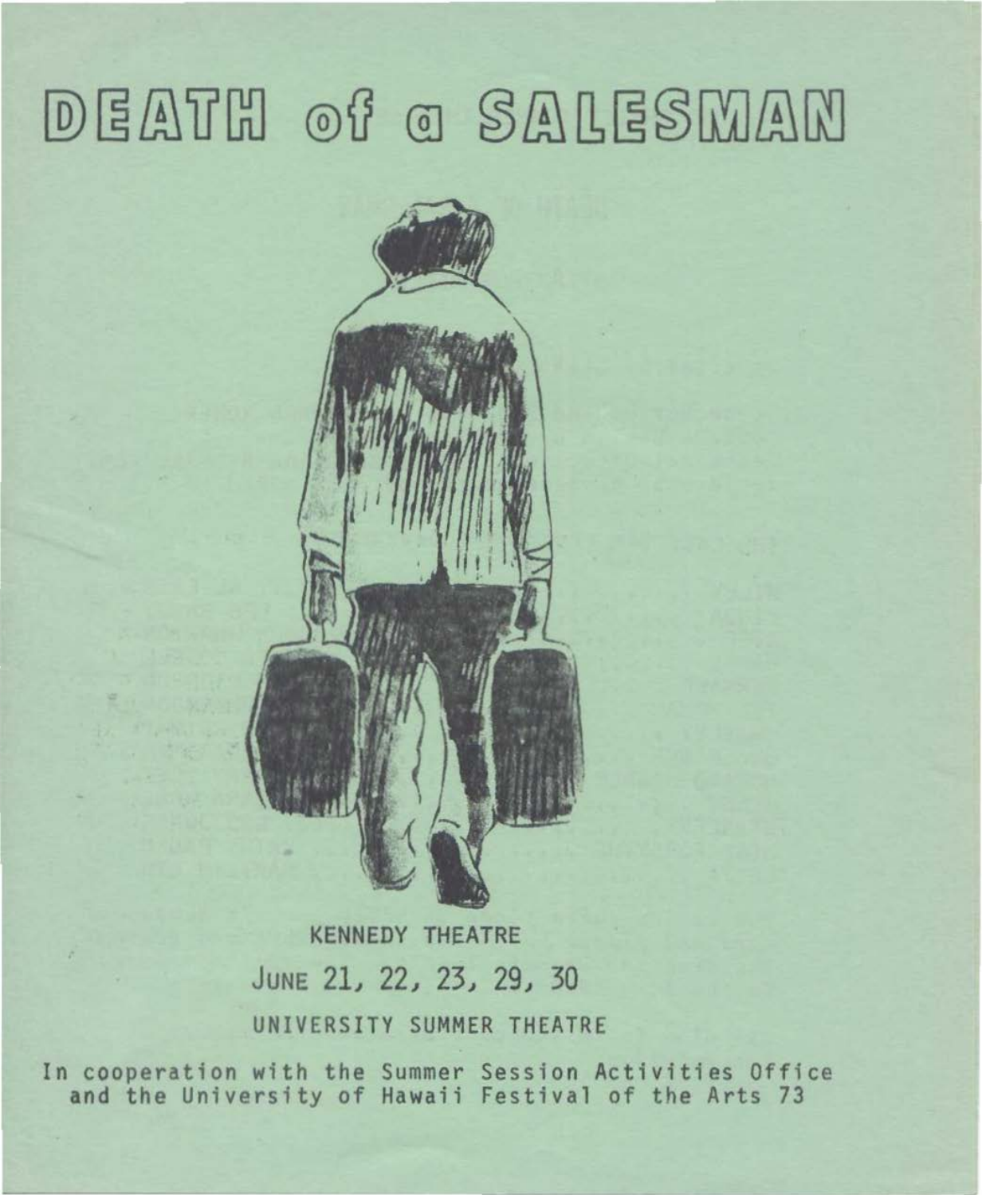# DEATH of a SALESMAN

KENNEDY THEATRE

JUNE 21, 22, 23, 29, 30

UNIVERSITY SUMMER THEATRE

In cooperation with the Summer Session Activities Office and the University of Hawaii Festival of the Arts 73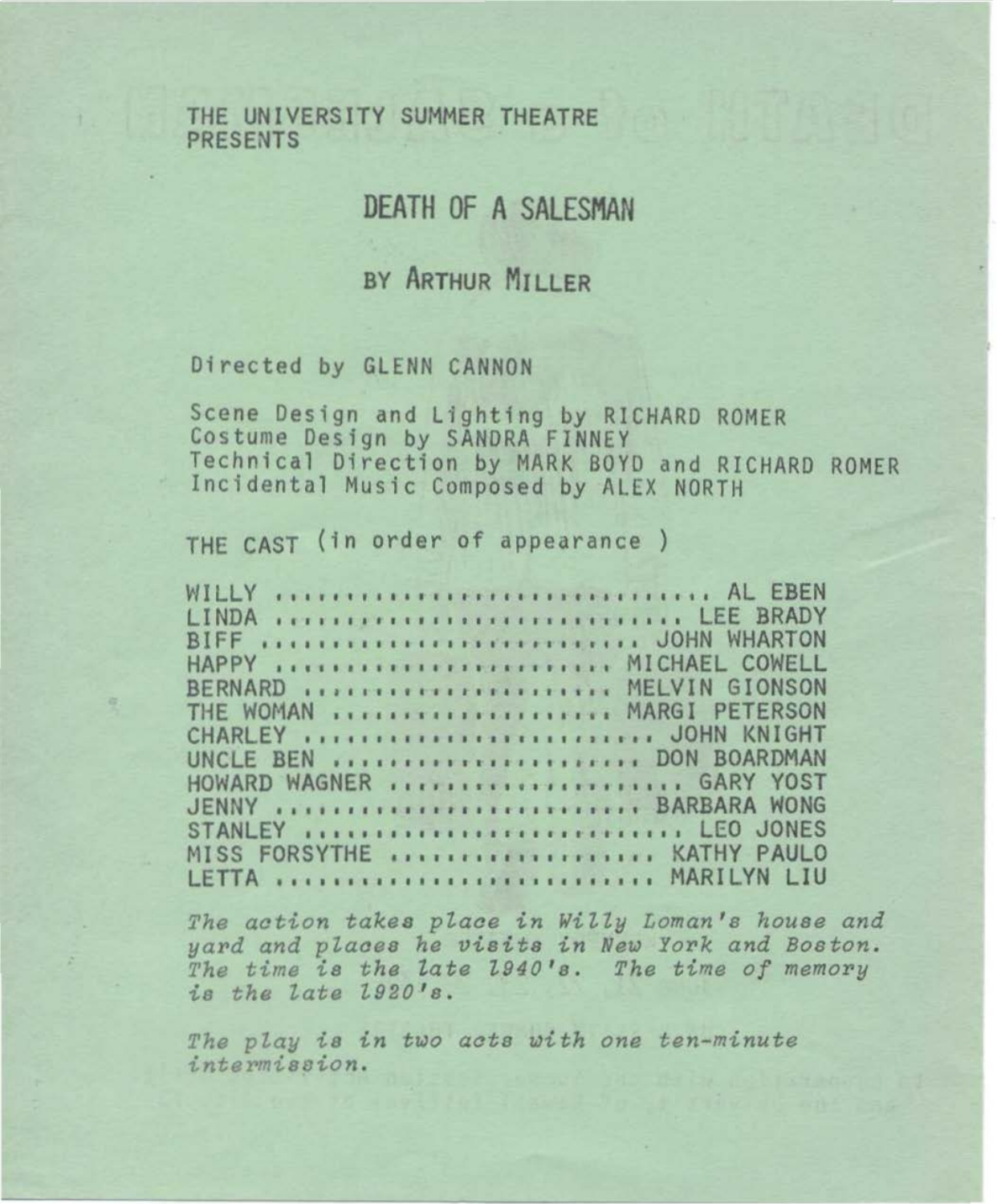THE UNIVERSITY SUMMER THEATRE
PRESENTS

# DEATH OF A SALESMAN

## BY ARTHUR MILLER

Directed by GLENN CANNON

Scene Design and Lighting by RICHARD ROMER
Costume Design by SANDRA FINNEY
Technical Direction by MARK BOYD and RICHARD ROMER
Incidental Music Composed by ALEX NORTH

THE CAST (in order of appearance)

WILLY ............................... AL EBEN
LINDA ............................. LEE BRADY
BIFF ........................... JOHN WHARTON
HAPPY ........................ MICHAEL COWELL
BERNARD ...................... MELVIN GIONSON
THE WOMAN .................... MARGI PETERSON
CHARLEY ......................... JOHN KNIGHT
UNCLE BEN ....................... DON BOARDMAN
HOWARD WAGNER ..................... GARY YOST
JENNY .......................... BARBARA WONG
STANLEY ............................ LEO JONES
MISS FORSYTHE .................... KATHY PAULO
LETTA ........................... MARILYN LIU

*The action takes place in Willy Loman's house and yard and places he visits in New York and Boston. The time is the late 1940's. The time of memory is the late 1920's.*

*The play is in two acts with one ten-minute intermission.*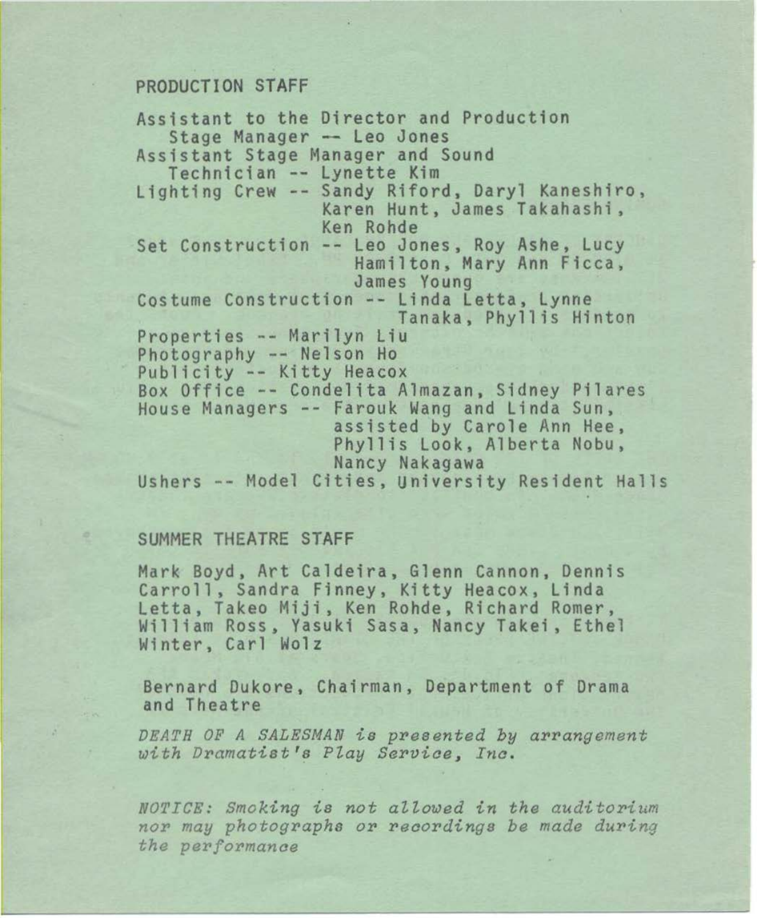## PRODUCTION STAFF

Assistant to the Director and Production Stage Manager -- Leo Jones
Assistant Stage Manager and Sound Technician -- Lynette Kim
Lighting Crew -- Sandy Riford, Daryl Kaneshiro, Karen Hunt, James Takahashi, Ken Rohde
Set Construction -- Leo Jones, Roy Ashe, Lucy Hamilton, Mary Ann Ficca, James Young
Costume Construction -- Linda Letta, Lynne Tanaka, Phyllis Hinton
Properties -- Marilyn Liu
Photography -- Nelson Ho
Publicity -- Kitty Heacox
Box Office -- Condelita Almazan, Sidney Pilares
House Managers -- Farouk Wang and Linda Sun, assisted by Carole Ann Hee, Phyllis Look, Alberta Nobu, Nancy Nakagawa
Ushers -- Model Cities, University Resident Halls

## SUMMER THEATRE STAFF

Mark Boyd, Art Caldeira, Glenn Cannon, Dennis Carroll, Sandra Finney, Kitty Heacox, Linda Letta, Takeo Miji, Ken Rohde, Richard Romer, William Ross, Yasuki Sasa, Nancy Takei, Ethel Winter, Carl Wolz

Bernard Dukore, Chairman, Department of Drama and Theatre

*DEATH OF A SALESMAN is presented by arrangement with Dramatist's Play Service, Inc.*

*NOTICE: Smoking is not allowed in the auditorium nor may photographs or recordings be made during the performance*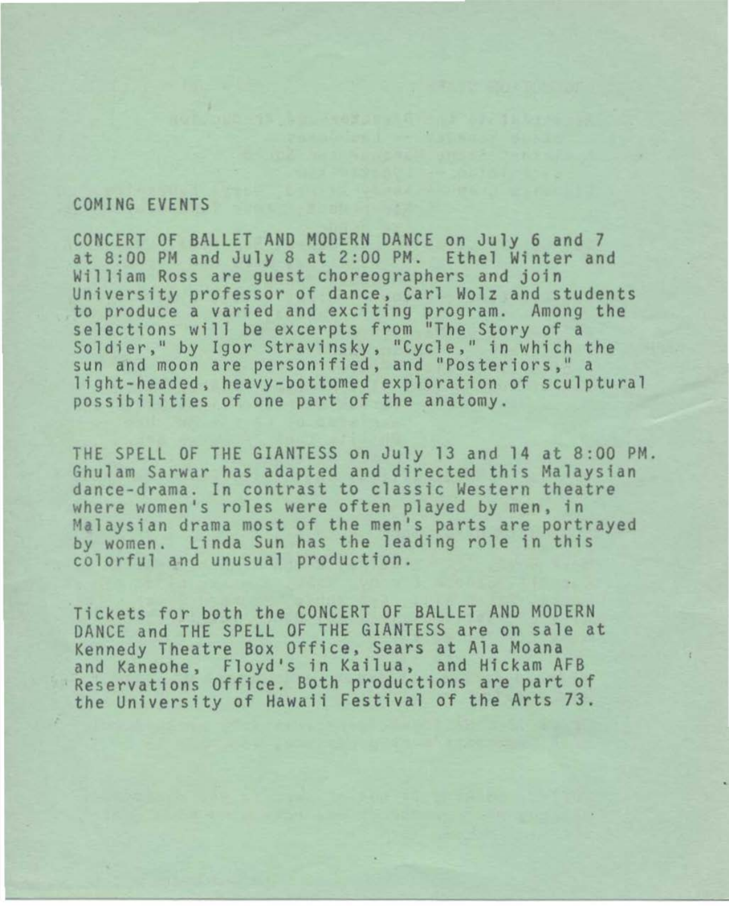## COMING EVENTS

CONCERT OF BALLET AND MODERN DANCE on July 6 and 7 at 8:00 PM and July 8 at 2:00 PM. Ethel Winter and William Ross are guest choreographers and join University professor of dance, Carl Wolz and students to produce a varied and exciting program. Among the selections will be excerpts from "The Story of a Soldier," by Igor Stravinsky, "Cycle," in which the sun and moon are personified, and "Posteriors," a light-headed, heavy-bottomed exploration of sculptural possibilities of one part of the anatomy.

THE SPELL OF THE GIANTESS on July 13 and 14 at 8:00 PM. Ghulam Sarwar has adapted and directed this Malaysian dance-drama. In contrast to classic Western theatre where women's roles were often played by men, in Malaysian drama most of the men's parts are portrayed by women. Linda Sun has the leading role in this colorful and unusual production.

Tickets for both the CONCERT OF BALLET AND MODERN DANCE and THE SPELL OF THE GIANTESS are on sale at Kennedy Theatre Box Office, Sears at Ala Moana and Kaneohe, Floyd's in Kailua, and Hickam AFB Reservations Office. Both productions are part of the University of Hawaii Festival of the Arts 73.